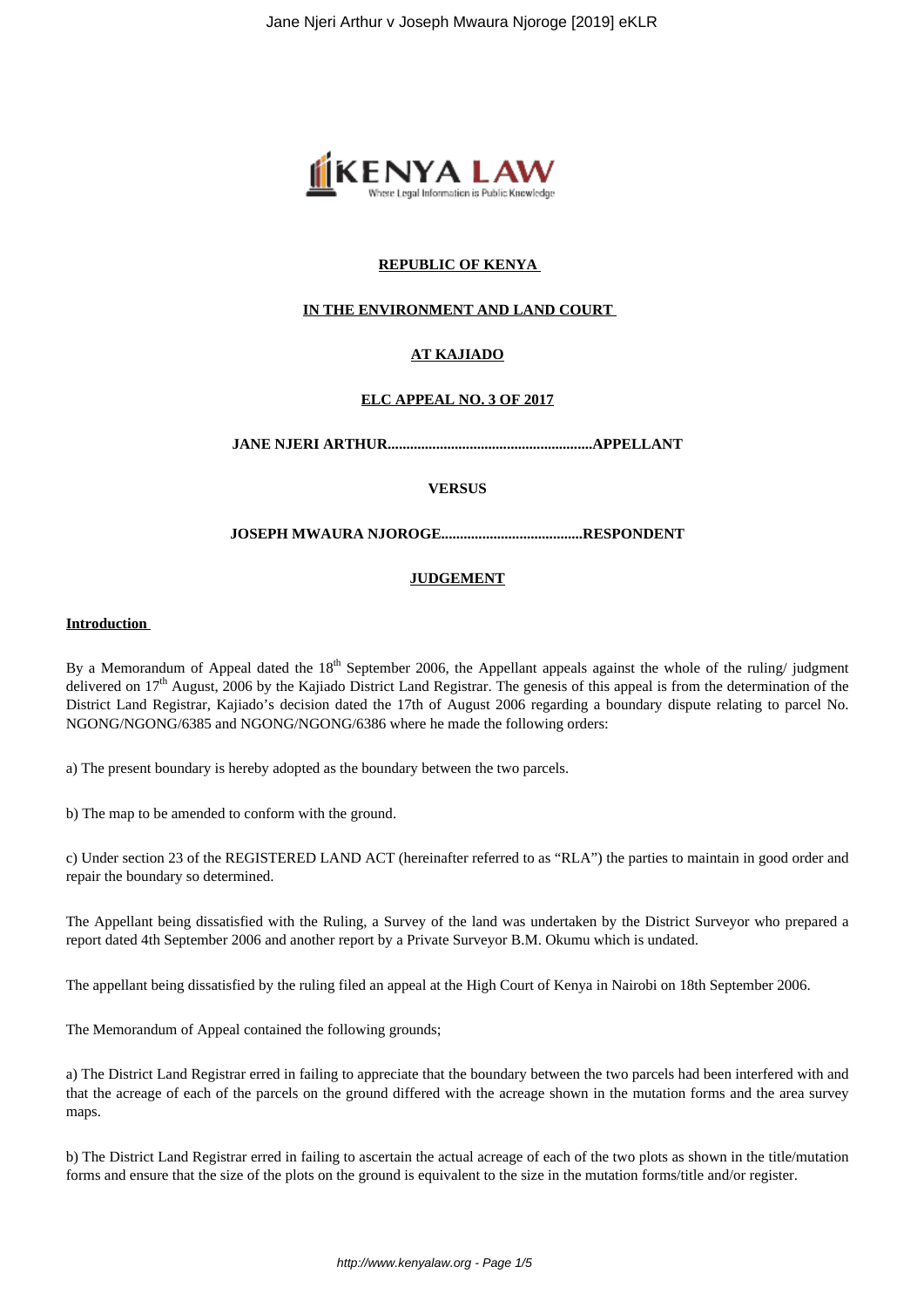**REPUBLIC OF KENYA**

**IN THE ENVIRONMENT AND LAND COURT**

**AT KAJIADO**

**ELC APPEAL NO. 3 OF 2017**

**JANE NJERI ARTHUR.......................................................APPELLANT**

**VERSUS**

**JOSEPH MWAURA NJOROGE......................................RESPONDENT**

**JUDGEMENT**

**Introduction**

By a Memorandum of Appeal dated the 18th September 2006, the Appellant appeals against the whole of the ruling/ judgment delivered on 17th August, 2006 by the Kajiado District Land Registrar. The genesis of this appeal is from the determination of the District Land Registrar, Kajiado's decision dated the 17th of August 2006 regarding a boundary dispute relating to parcel No. NGONG/NGONG/6385 and NGONG/NGONG/6386 where he made the following orders:

a) The present boundary is hereby adopted as the boundary between the two parcels.

b) The map to be amended to conform with the ground.

c) Under section 23 of the REGISTERED LAND ACT (hereinafter referred to as "RLA") the parties to maintain in good order and repair the boundary so determined.

The Appellant being dissatisfied with the Ruling, a Survey of the land was undertaken by the District Surveyor who prepared a report dated 4th September 2006 and another report by a Private Surveyor B.M. Okumu which is undated.

The appellant being dissatisfied by the ruling filed an appeal at the High Court of Kenya in Nairobi on 18th September 2006.

The Memorandum of Appeal contained the following grounds;

a) The District Land Registrar erred in failing to appreciate that the boundary between the two parcels had been interfered with and that the acreage of each of the parcels on the ground differed with the acreage shown in the mutation forms and the area survey maps.

b) The District Land Registrar erred in failing to ascertain the actual acreage of each of the two plots as shown in the title/mutation forms and ensure that the size of the plots on the ground is equivalent to the size in the mutation forms/title and/or register.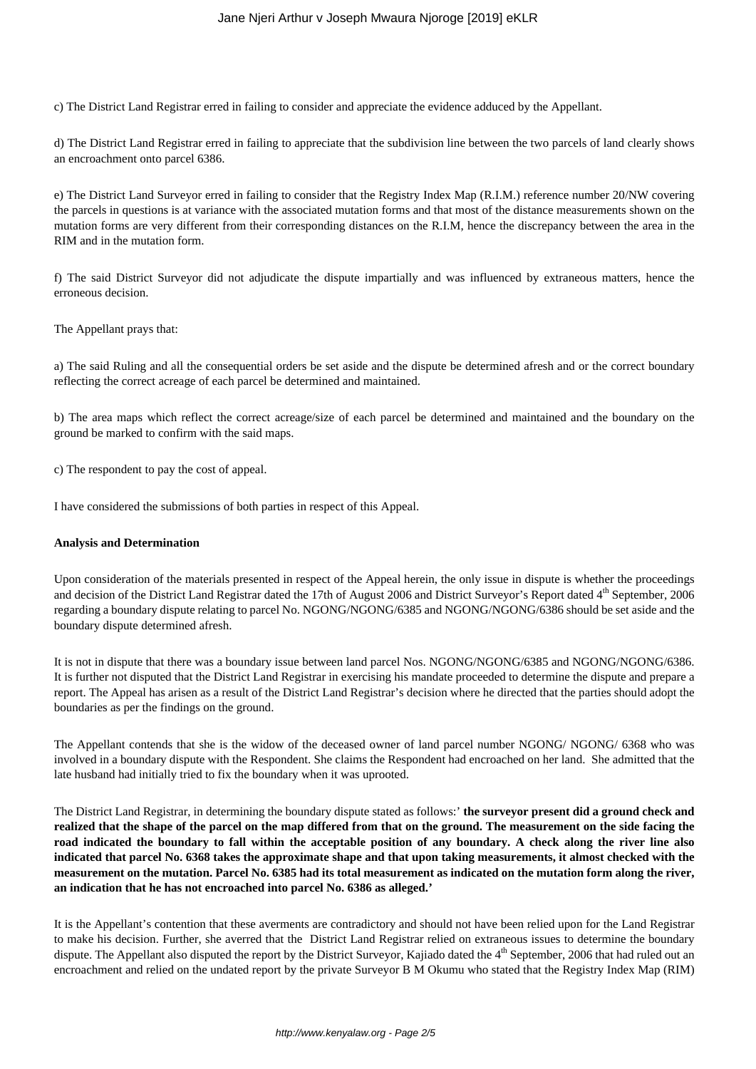c) The District Land Registrar erred in failing to consider and appreciate the evidence adduced by the Appellant.

d) The District Land Registrar erred in failing to appreciate that the subdivision line between the two parcels of land clearly shows an encroachment onto parcel 6386.

e) The District Land Surveyor erred in failing to consider that the Registry Index Map (R.I.M.) reference number 20/NW covering the parcels in questions is at variance with the associated mutation forms and that most of the distance measurements shown on the mutation forms are very different from their corresponding distances on the R.I.M, hence the discrepancy between the area in the RIM and in the mutation form.

f) The said District Surveyor did not adjudicate the dispute impartially and was influenced by extraneous matters, hence the erroneous decision.

The Appellant prays that:

a) The said Ruling and all the consequential orders be set aside and the dispute be determined afresh and or the correct boundary reflecting the correct acreage of each parcel be determined and maintained.

b) The area maps which reflect the correct acreage/size of each parcel be determined and maintained and the boundary on the ground be marked to confirm with the said maps.

c) The respondent to pay the cost of appeal.

I have considered the submissions of both parties in respect of this Appeal.

**Analysis and Determination**

Upon consideration of the materials presented in respect of the Appeal herein, the only issue in dispute is whether the proceedings and decision of the District Land Registrar dated the 17th of August 2006 and District Surveyor's Report dated 4th September, 2006 regarding a boundary dispute relating to parcel No. NGONG/NGONG/6385 and NGONG/NGONG/6386 should be set aside and the boundary dispute determined afresh.

It is not in dispute that there was a boundary issue between land parcel Nos. NGONG/NGONG/6385 and NGONG/NGONG/6386. It is further not disputed that the District Land Registrar in exercising his mandate proceeded to determine the dispute and prepare a report. The Appeal has arisen as a result of the District Land Registrar's decision where he directed that the parties should adopt the boundaries as per the findings on the ground.

The Appellant contends that she is the widow of the deceased owner of land parcel number NGONG/ NGONG/ 6368 who was involved in a boundary dispute with the Respondent. She claims the Respondent had encroached on her land. She admitted that the late husband had initially tried to fix the boundary when it was uprooted.

The District Land Registrar, in determining the boundary dispute stated as follows:' **the surveyor present did a ground check and realized that the shape of the parcel on the map differed from that on the ground. The measurement on the side facing the road indicated the boundary to fall within the acceptable position of any boundary. A check along the river line also indicated that parcel No. 6368 takes the approximate shape and that upon taking measurements, it almost checked with the measurement on the mutation. Parcel No. 6385 had its total measurement as indicated on the mutation form along the river, an indication that he has not encroached into parcel No. 6386 as alleged.'**

It is the Appellant's contention that these averments are contradictory and should not have been relied upon for the Land Registrar to make his decision. Further, she averred that the District Land Registrar relied on extraneous issues to determine the boundary dispute. The Appellant also disputed the report by the District Surveyor, Kajiado dated the 4th September, 2006 that had ruled out an encroachment and relied on the undated report by the private Surveyor B M Okumu who stated that the Registry Index Map (RIM)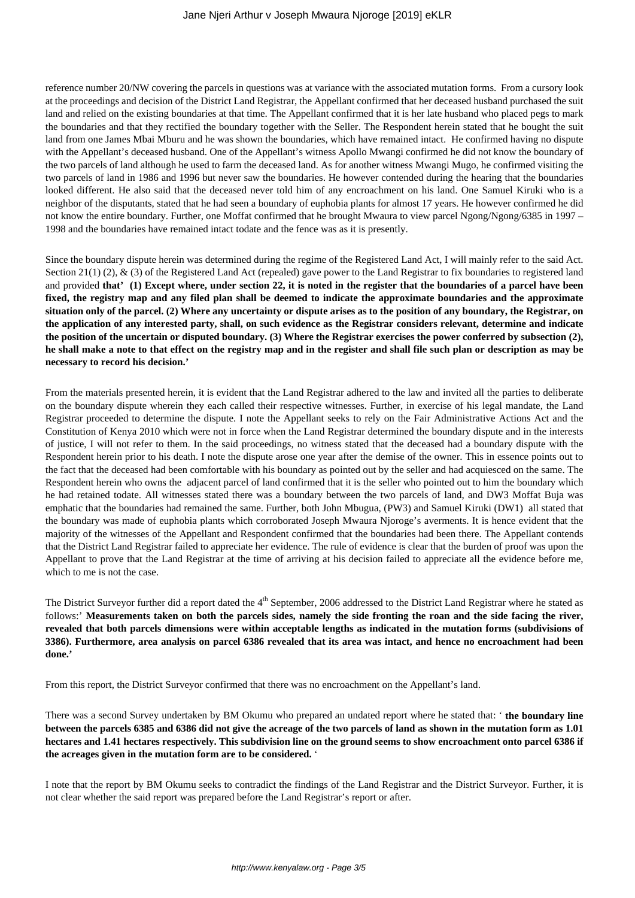reference number 20/NW covering the parcels in questions was at variance with the associated mutation forms. From a cursory look at the proceedings and decision of the District Land Registrar, the Appellant confirmed that her deceased husband purchased the suit land and relied on the existing boundaries at that time. The Appellant confirmed that it is her late husband who placed pegs to mark the boundaries and that they rectified the boundary together with the Seller. The Respondent herein stated that he bought the suit land from one James Mbai Mburu and he was shown the boundaries, which have remained intact. He confirmed having no dispute with the Appellant's deceased husband. One of the Appellant's witness Apollo Mwangi confirmed he did not know the boundary of the two parcels of land although he used to farm the deceased land. As for another witness Mwangi Mugo, he confirmed visiting the two parcels of land in 1986 and 1996 but never saw the boundaries. He however contended during the hearing that the boundaries looked different. He also said that the deceased never told him of any encroachment on his land. One Samuel Kiruki who is a neighbor of the disputants, stated that he had seen a boundary of euphobia plants for almost 17 years. He however confirmed he did not know the entire boundary. Further, one Moffat confirmed that he brought Mwaura to view parcel Ngong/Ngong/6385 in 1997 – 1998 and the boundaries have remained intact todate and the fence was as it is presently.

Since the boundary dispute herein was determined during the regime of the Registered Land Act, I will mainly refer to the said Act. Section 21(1) (2), & (3) of the Registered Land Act (repealed) gave power to the Land Registrar to fix boundaries to registered land and provided **that' (1) Except where, under section 22, it is noted in the register that the boundaries of a parcel have been fixed, the registry map and any filed plan shall be deemed to indicate the approximate boundaries and the approximate situation only of the parcel. (2) Where any uncertainty or dispute arises as to the position of any boundary, the Registrar, on the application of any interested party, shall, on such evidence as the Registrar considers relevant, determine and indicate the position of the uncertain or disputed boundary. (3) Where the Registrar exercises the power conferred by subsection (2), he shall make a note to that effect on the registry map and in the register and shall file such plan or description as may be necessary to record his decision.'**

From the materials presented herein, it is evident that the Land Registrar adhered to the law and invited all the parties to deliberate on the boundary dispute wherein they each called their respective witnesses. Further, in exercise of his legal mandate, the Land Registrar proceeded to determine the dispute. I note the Appellant seeks to rely on the Fair Administrative Actions Act and the Constitution of Kenya 2010 which were not in force when the Land Registrar determined the boundary dispute and in the interests of justice, I will not refer to them. In the said proceedings, no witness stated that the deceased had a boundary dispute with the Respondent herein prior to his death. I note the dispute arose one year after the demise of the owner. This in essence points out to the fact that the deceased had been comfortable with his boundary as pointed out by the seller and had acquiesced on the same. The Respondent herein who owns the adjacent parcel of land confirmed that it is the seller who pointed out to him the boundary which he had retained todate. All witnesses stated there was a boundary between the two parcels of land, and DW3 Moffat Buja was emphatic that the boundaries had remained the same. Further, both John Mbugua, (PW3) and Samuel Kiruki (DW1) all stated that the boundary was made of euphobia plants which corroborated Joseph Mwaura Njoroge's averments. It is hence evident that the majority of the witnesses of the Appellant and Respondent confirmed that the boundaries had been there. The Appellant contends that the District Land Registrar failed to appreciate her evidence. The rule of evidence is clear that the burden of proof was upon the Appellant to prove that the Land Registrar at the time of arriving at his decision failed to appreciate all the evidence before me, which to me is not the case.

The District Surveyor further did a report dated the 4th September, 2006 addressed to the District Land Registrar where he stated as follows:' **Measurements taken on both the parcels sides, namely the side fronting the roan and the side facing the river, revealed that both parcels dimensions were within acceptable lengths as indicated in the mutation forms (subdivisions of 3386). Furthermore, area analysis on parcel 6386 revealed that its area was intact, and hence no encroachment had been done.'**

From this report, the District Surveyor confirmed that there was no encroachment on the Appellant's land.

There was a second Survey undertaken by BM Okumu who prepared an undated report where he stated that: ' **the boundary line between the parcels 6385 and 6386 did not give the acreage of the two parcels of land as shown in the mutation form as 1.01 hectares and 1.41 hectares respectively. This subdivision line on the ground seems to show encroachment onto parcel 6386 if the acreages given in the mutation form are to be considered.** '

I note that the report by BM Okumu seeks to contradict the findings of the Land Registrar and the District Surveyor. Further, it is not clear whether the said report was prepared before the Land Registrar's report or after.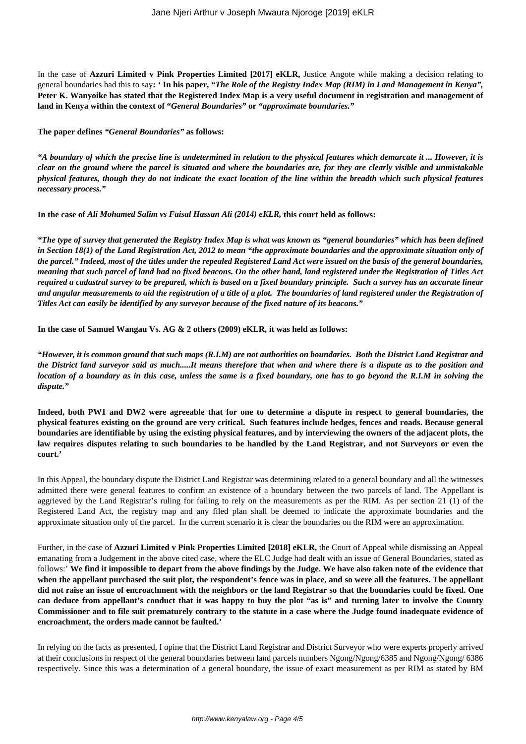In the case of **Azzuri Limited v Pink Properties Limited [2017] eKLR,** Justice Angote while making a decision relating to general boundaries had this to say**: ' In his paper, "*The Role of the Registry Index Map (RIM) in Land Management in Kenya*", Peter K. Wanyoike has stated that the Registered Index Map is a very useful document in registration and management of land in Kenya within the context of "*General Boundaries*" or "*approximate boundaries.*"**

**The paper defines *"General Boundaries"* as follows:**

***"A boundary of which the precise line is undetermined in relation to the physical features which demarcate it ... However, it is clear on the ground where the parcel is situated and where the boundaries are, for they are clearly visible and unmistakable physical features, though they do not indicate the exact location of the line within the breadth which such physical features necessary process."***

**In the case of *Ali Mohamed Salim vs Faisal Hassan Ali (2014) eKLR,* this court held as follows:**

***"The type of survey that generated the Registry Index Map is what was known as "general boundaries" which has been defined in Section 18(1) of the Land Registration Act, 2012 to mean "the approximate boundaries and the approximate situation only of the parcel." Indeed, most of the titles under the repealed Registered Land Act were issued on the basis of the general boundaries, meaning that such parcel of land had no fixed beacons. On the other hand, land registered under the Registration of Titles Act required a cadastral survey to be prepared, which is based on a fixed boundary principle. Such a survey has an accurate linear and angular measurements to aid the registration of a title of a plot. The boundaries of land registered under the Registration of Titles Act can easily be identified by any surveyor because of the fixed nature of its beacons."***

**In the case of Samuel Wangau Vs. AG & 2 others (2009) eKLR, it was held as follows:**

***"However, it is common ground that such maps (R.I.M) are not authorities on boundaries. Both the District Land Registrar and the District land surveyor said as much.....It means therefore that when and where there is a dispute as to the position and location of a boundary as in this case, unless the same is a fixed boundary, one has to go beyond the R.I.M in solving the dispute."***

**Indeed, both PW1 and DW2 were agreeable that for one to determine a dispute in respect to general boundaries, the physical features existing on the ground are very critical. Such features include hedges, fences and roads. Because general boundaries are identifiable by using the existing physical features, and by interviewing the owners of the adjacent plots, the law requires disputes relating to such boundaries to be handled by the Land Registrar, and not Surveyors or even the court.'**

In this Appeal, the boundary dispute the District Land Registrar was determining related to a general boundary and all the witnesses admitted there were general features to confirm an existence of a boundary between the two parcels of land. The Appellant is aggrieved by the Land Registrar's ruling for failing to rely on the measurements as per the RIM. As per section 21 (1) of the Registered Land Act, the registry map and any filed plan shall be deemed to indicate the approximate boundaries and the approximate situation only of the parcel. In the current scenario it is clear the boundaries on the RIM were an approximation.

Further, in the case of **Azzuri Limited v Pink Properties Limited [2018] eKLR,** the Court of Appeal while dismissing an Appeal emanating from a Judgement in the above cited case, where the ELC Judge had dealt with an issue of General Boundaries, stated as follows:' **We find it impossible to depart from the above findings by the Judge. We have also taken note of the evidence that when the appellant purchased the suit plot, the respondent's fence was in place, and so were all the features. The appellant did not raise an issue of encroachment with the neighbors or the land Registrar so that the boundaries could be fixed. One can deduce from appellant's conduct that it was happy to buy the plot "as is" and turning later to involve the County Commissioner and to file suit prematurely contrary to the statute in a case where the Judge found inadequate evidence of encroachment, the orders made cannot be faulted.'**

In relying on the facts as presented, I opine that the District Land Registrar and District Surveyor who were experts properly arrived at their conclusions in respect of the general boundaries between land parcels numbers Ngong/Ngong/6385 and Ngong/Ngong/ 6386 respectively. Since this was a determination of a general boundary, the issue of exact measurement as per RIM as stated by BM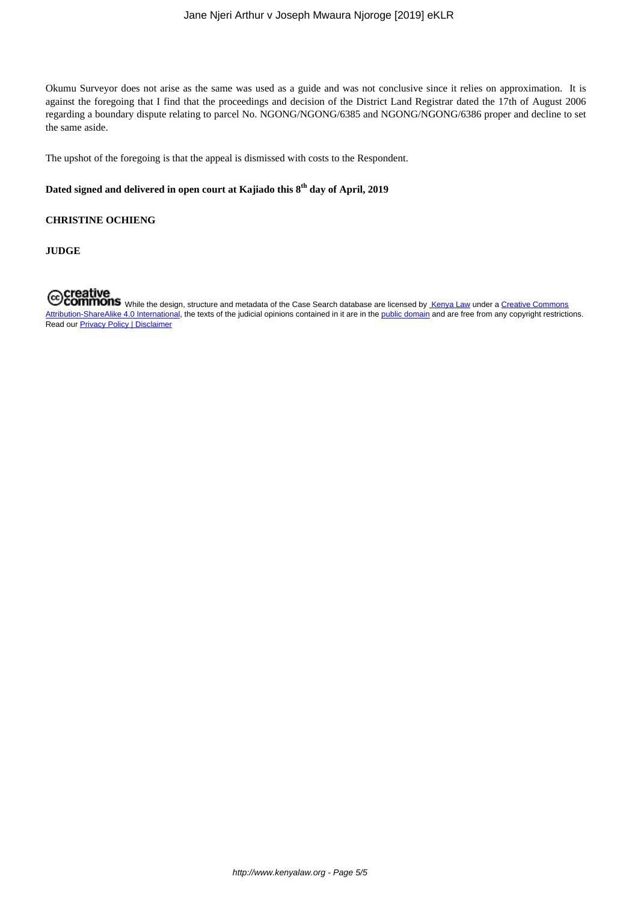Okumu Surveyor does not arise as the same was used as a guide and was not conclusive since it relies on approximation. It is against the foregoing that I find that the proceedings and decision of the District Land Registrar dated the 17th of August 2006 regarding a boundary dispute relating to parcel No. NGONG/NGONG/6385 and NGONG/NGONG/6386 proper and decline to set the same aside.

The upshot of the foregoing is that the appeal is dismissed with costs to the Respondent.

**Dated signed and delivered in open court at Kajiado this 8th day of April, 2019**

**CHRISTINE OCHIENG**

**JUDGE**

While the design, structure and metadata of the Case Search database are licensed by Kenya Law under a Creative Commons Attribution-ShareAlike 4.0 International, the texts of the judicial opinions contained in it are in the public domain and are free from any copyright restrictions. Read our Privacy Policy | Disclaimer